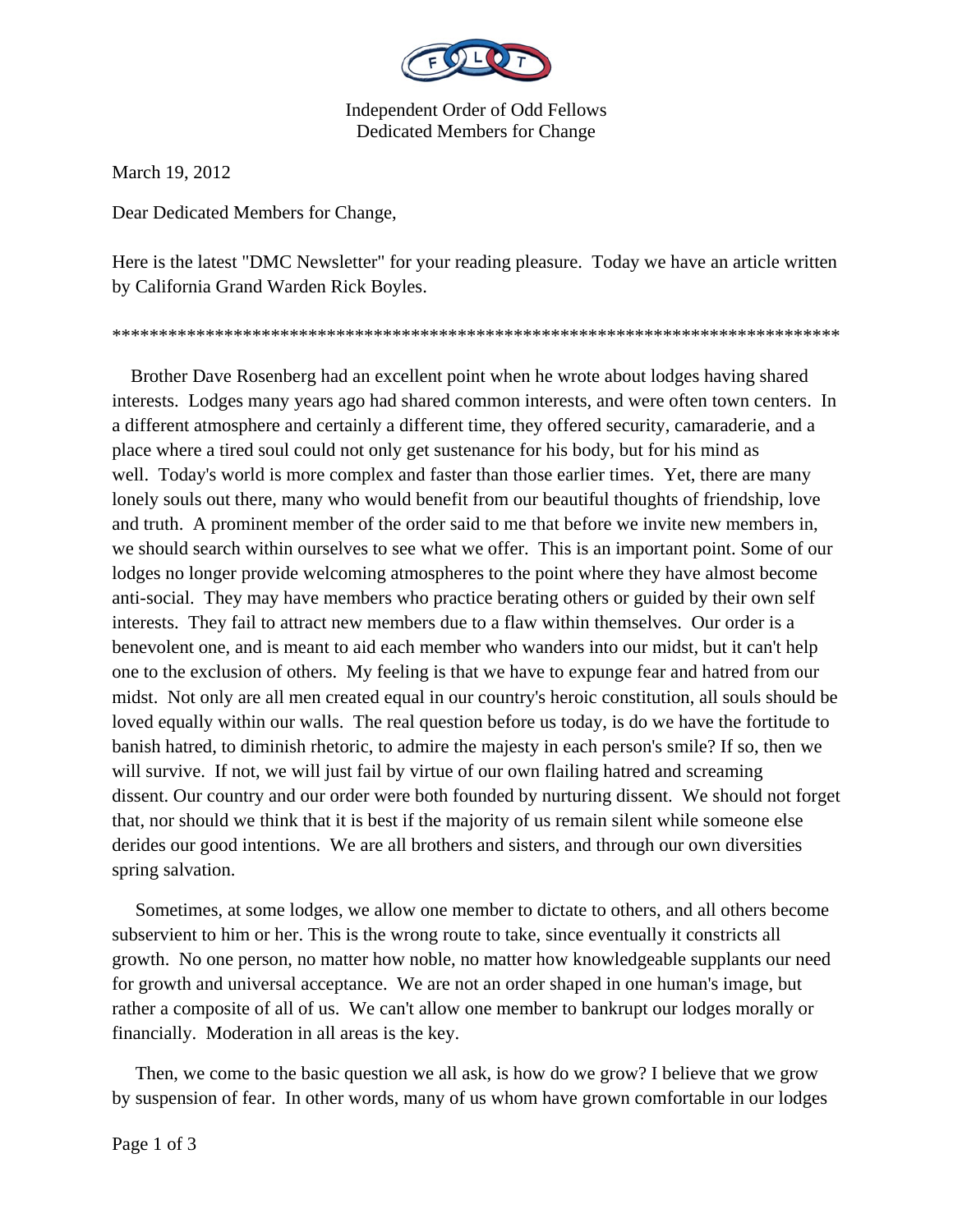Independent Order of Odd Fellows
Dedicated Members for Change

March 19, 2012

Dear Dedicated Members for Change,

Here is the latest "DMC Newsletter" for your reading pleasure. Today we have an article written by California Grand Warden Rick Boyles.

********************************************************************************

Brother Dave Rosenberg had an excellent point when he wrote about lodges having shared interests. Lodges many years ago had shared common interests, and were often town centers. In a different atmosphere and certainly a different time, they offered security, camaraderie, and a place where a tired soul could not only get sustenance for his body, but for his mind as well. Today's world is more complex and faster than those earlier times. Yet, there are many lonely souls out there, many who would benefit from our beautiful thoughts of friendship, love and truth. A prominent member of the order said to me that before we invite new members in, we should search within ourselves to see what we offer. This is an important point. Some of our lodges no longer provide welcoming atmospheres to the point where they have almost become anti-social. They may have members who practice berating others or guided by their own self interests. They fail to attract new members due to a flaw within themselves. Our order is a benevolent one, and is meant to aid each member who wanders into our midst, but it can't help one to the exclusion of others. My feeling is that we have to expunge fear and hatred from our midst. Not only are all men created equal in our country's heroic constitution, all souls should be loved equally within our walls. The real question before us today, is do we have the fortitude to banish hatred, to diminish rhetoric, to admire the majesty in each person's smile? If so, then we will survive. If not, we will just fail by virtue of our own flailing hatred and screaming dissent. Our country and our order were both founded by nurturing dissent. We should not forget that, nor should we think that it is best if the majority of us remain silent while someone else derides our good intentions. We are all brothers and sisters, and through our own diversities spring salvation.

Sometimes, at some lodges, we allow one member to dictate to others, and all others become subservient to him or her. This is the wrong route to take, since eventually it constricts all growth. No one person, no matter how noble, no matter how knowledgeable supplants our need for growth and universal acceptance. We are not an order shaped in one human's image, but rather a composite of all of us. We can't allow one member to bankrupt our lodges morally or financially. Moderation in all areas is the key.

Then, we come to the basic question we all ask, is how do we grow? I believe that we grow by suspension of fear. In other words, many of us whom have grown comfortable in our lodges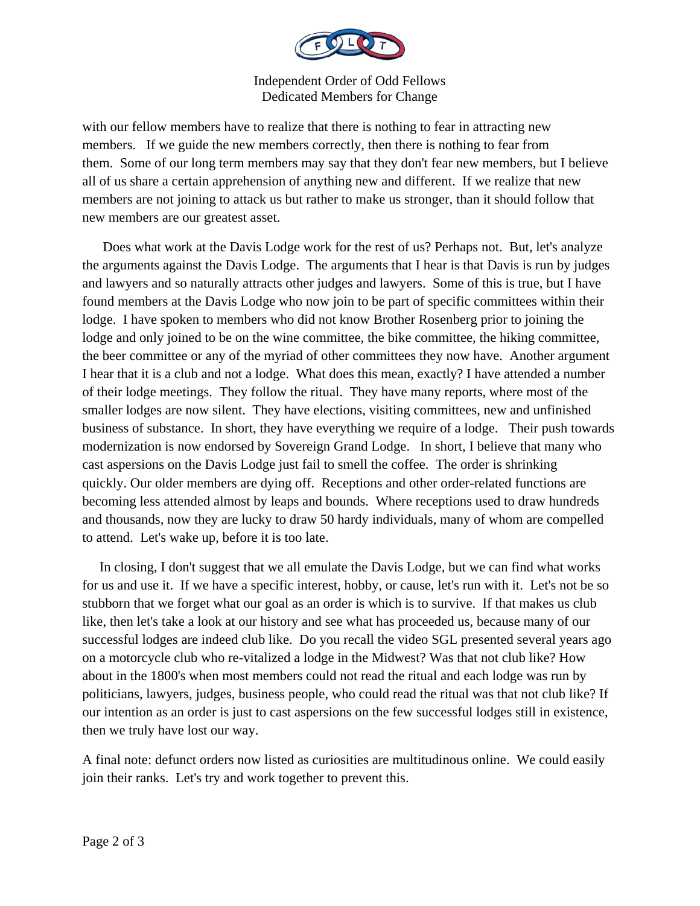with our fellow members have to realize that there is nothing to fear in attracting new members. If we guide the new members correctly, then there is nothing to fear from them. Some of our long term members may say that they don't fear new members, but I believe all of us share a certain apprehension of anything new and different. If we realize that new members are not joining to attack us but rather to make us stronger, than it should follow that new members are our greatest asset.

Does what work at the Davis Lodge work for the rest of us? Perhaps not. But, let's analyze the arguments against the Davis Lodge. The arguments that I hear is that Davis is run by judges and lawyers and so naturally attracts other judges and lawyers. Some of this is true, but I have found members at the Davis Lodge who now join to be part of specific committees within their lodge. I have spoken to members who did not know Brother Rosenberg prior to joining the lodge and only joined to be on the wine committee, the bike committee, the hiking committee, the beer committee or any of the myriad of other committees they now have. Another argument I hear that it is a club and not a lodge. What does this mean, exactly? I have attended a number of their lodge meetings. They follow the ritual. They have many reports, where most of the smaller lodges are now silent. They have elections, visiting committees, new and unfinished business of substance. In short, they have everything we require of a lodge. Their push towards modernization is now endorsed by Sovereign Grand Lodge. In short, I believe that many who cast aspersions on the Davis Lodge just fail to smell the coffee. The order is shrinking quickly. Our older members are dying off. Receptions and other order-related functions are becoming less attended almost by leaps and bounds. Where receptions used to draw hundreds and thousands, now they are lucky to draw 50 hardy individuals, many of whom are compelled to attend. Let's wake up, before it is too late.

In closing, I don't suggest that we all emulate the Davis Lodge, but we can find what works for us and use it. If we have a specific interest, hobby, or cause, let's run with it. Let's not be so stubborn that we forget what our goal as an order is which is to survive. If that makes us club like, then let's take a look at our history and see what has proceeded us, because many of our successful lodges are indeed club like. Do you recall the video SGL presented several years ago on a motorcycle club who re-vitalized a lodge in the Midwest? Was that not club like? How about in the 1800's when most members could not read the ritual and each lodge was run by politicians, lawyers, judges, business people, who could read the ritual was that not club like? If our intention as an order is just to cast aspersions on the few successful lodges still in existence, then we truly have lost our way.

A final note: defunct orders now listed as curiosities are multitudinous online. We could easily join their ranks. Let's try and work together to prevent this.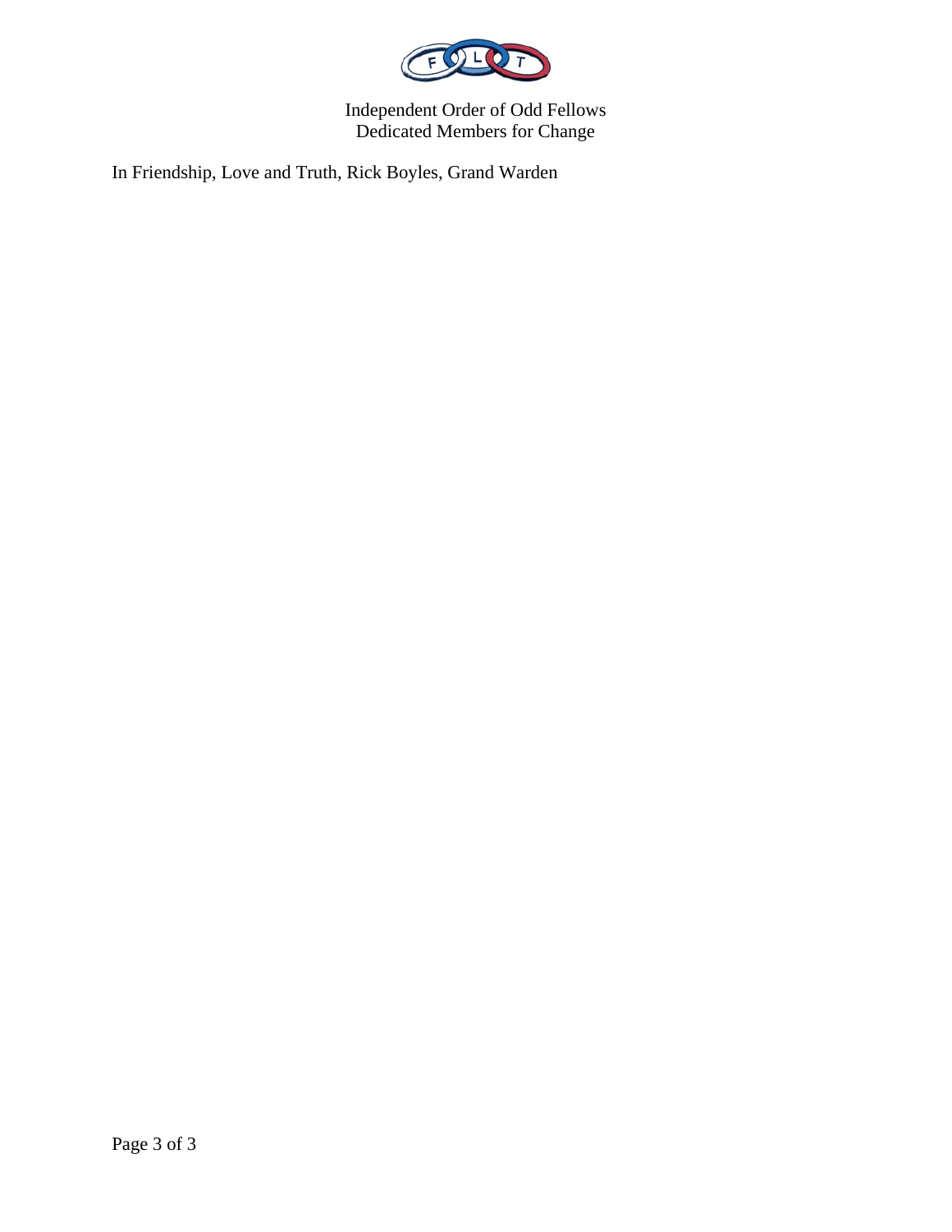Independent Order of Odd Fellows
Dedicated Members for Change

In Friendship, Love and Truth, Rick Boyles, Grand Warden